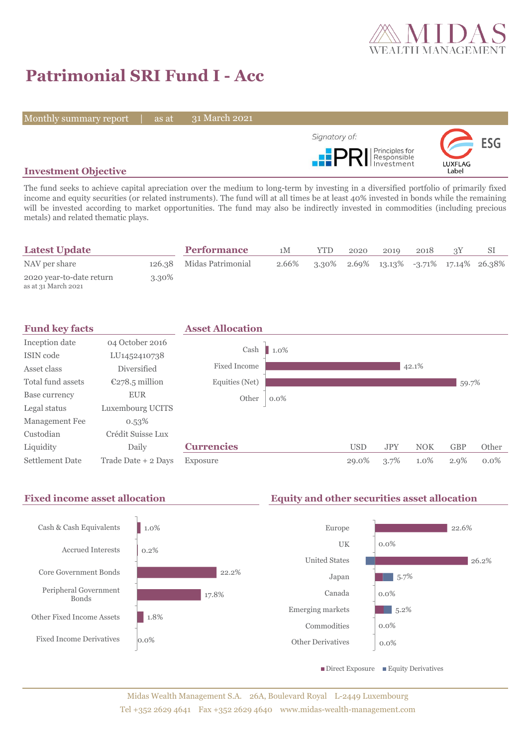# Patrimonial SRI Fund I - Acc

Monthly summary report | as at 31 March 2021

Signatory of: PRI Principles for Responsible Investment

LUXFLAG Label ESG

## Investment Objective

The fund seeks to achieve capital apreciation over the medium to long-term by investing in a diversified portfolio of primarily fixed income and equity securities (or related instruments). The fund will at all times be at least 40% invested in bonds while the remaining will be invested according to market opportunities. The fund may also be indirectly invested in commodities (including precious metals) and related thematic plays.

## Latest Update

| | |
|---|---|
| NAV per share | 126.38 |
| 2020 year-to-date return (as at 31 March 2021) | 3.30% |

## Performance

| | 1M | YTD | 2020 | 2019 | 2018 | 3Y | SI |
|---|---|---|---|---|---|---|---|
| Midas Patrimonial | 2.66% | 3.30% | 2.69% | 13.13% | -3.71% | 17.14% | 26.38% |

## Fund key facts

| | |
|---|---|
| Inception date | 04 October 2016 |
| ISIN code | LU1452410738 |
| Asset class | Diversified |
| Total fund assets | €278.5 million |
| Base currency | EUR |
| Legal status | Luxembourg UCITS |
| Management Fee | 0.53% |
| Custodian | Crédit Suisse Lux |
| Liquidity | Daily |
| Settlement Date | Trade Date + 2 Days |

## Asset Allocation

| | |
|---|---|
| Cash | 1.0% |
| Fixed Income | 42.1% |
| Equities (Net) | 59.7% |
| Other | 0.0% |

## Currencies

| | USD | JPY | NOK | GBP | Other |
|---|---|---|---|---|---|
| Exposure | 29.0% | 3.7% | 1.0% | 2.9% | 0.0% |

## Fixed income asset allocation

| | |
|---|---|
| Cash & Cash Equivalents | 1.0% |
| Accrued Interests | 0.2% |
| Core Government Bonds | 22.2% |
| Peripheral Government Bonds | 17.8% |
| Other Fixed Income Assets | 1.8% |
| Fixed Income Derivatives | 0.0% |

## Equity and other securities asset allocation

| | |
|---|---|
| Europe | 22.6% |
| UK | 0.0% |
| United States | 26.2% |
| Japan | 5.7% |
| Canada | 0.0% |
| Emerging markets | 5.2% |
| Commodities | 0.0% |
| Other Derivatives | 0.0% |

■ Direct Exposure ■ Equity Derivatives

Midas Wealth Management S.A. 26A, Boulevard Royal L-2449 Luxembourg
Tel +352 2629 4641 Fax +352 2629 4640 www.midas-wealth-management.com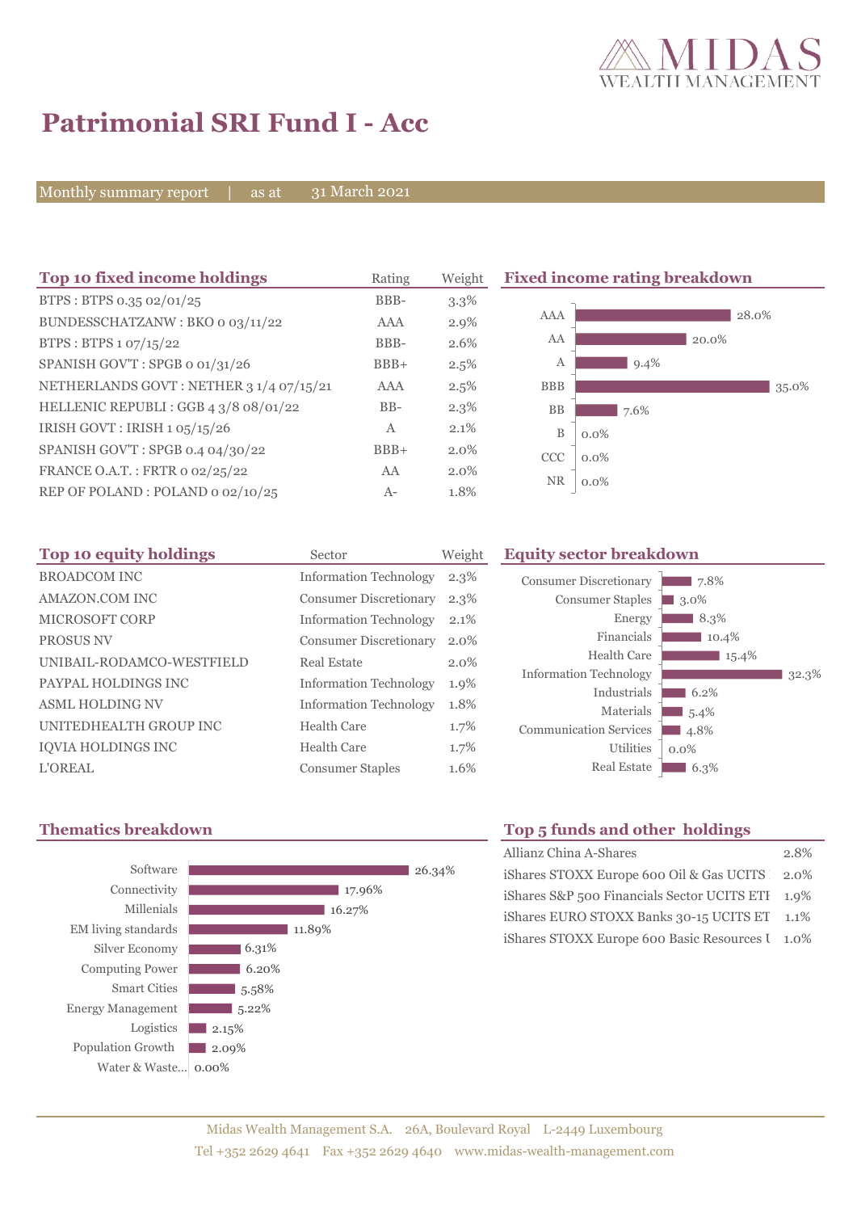# Patrimonial SRI Fund I - Acc

Monthly summary report | as at 31 March 2021

## Top 10 fixed income holdings

| Top 10 fixed income holdings | Rating | Weight |
|---|---|---|
| BTPS : BTPS 0.35 02/01/25 | BBB- | 3.3% |
| BUNDESSCHATZANW : BKO 0 03/11/22 | AAA | 2.9% |
| BTPS : BTPS 1 07/15/22 | BBB- | 2.6% |
| SPANISH GOV'T : SPGB 0 01/31/26 | BBB+ | 2.5% |
| NETHERLANDS GOVT : NETHER 3 1/4 07/15/21 | AAA | 2.5% |
| HELLENIC REPUBLI : GGB 4 3/8 08/01/22 | BB- | 2.3% |
| IRISH GOVT : IRISH 1 05/15/26 | A | 2.1% |
| SPANISH GOV'T : SPGB 0.4 04/30/22 | BBB+ | 2.0% |
| FRANCE O.A.T. : FRTR 0 02/25/22 | AA | 2.0% |
| REP OF POLAND : POLAND 0 02/10/25 | A- | 1.8% |

## Fixed income rating breakdown

| Rating | Weight |
|---|---|
| AAA | 28.0% |
| AA | 20.0% |
| A | 9.4% |
| BBB | 35.0% |
| BB | 7.6% |
| B | 0.0% |
| CCC | 0.0% |
| NR | 0.0% |

## Top 10 equity holdings

| Top 10 equity holdings | Sector | Weight |
|---|---|---|
| BROADCOM INC | Information Technology | 2.3% |
| AMAZON.COM INC | Consumer Discretionary | 2.3% |
| MICROSOFT CORP | Information Technology | 2.1% |
| PROSUS NV | Consumer Discretionary | 2.0% |
| UNIBAIL-RODAMCO-WESTFIELD | Real Estate | 2.0% |
| PAYPAL HOLDINGS INC | Information Technology | 1.9% |
| ASML HOLDING NV | Information Technology | 1.8% |
| UNITEDHEALTH GROUP INC | Health Care | 1.7% |
| IQVIA HOLDINGS INC | Health Care | 1.7% |
| L'OREAL | Consumer Staples | 1.6% |

## Equity sector breakdown

| Sector | Weight |
|---|---|
| Consumer Discretionary | 7.8% |
| Consumer Staples | 3.0% |
| Energy | 8.3% |
| Financials | 10.4% |
| Health Care | 15.4% |
| Information Technology | 32.3% |
| Industrials | 6.2% |
| Materials | 5.4% |
| Communication Services | 4.8% |
| Utilities | 0.0% |
| Real Estate | 6.3% |

## Thematics breakdown

| Theme | Weight |
|---|---|
| Software | 26.34% |
| Connectivity | 17.96% |
| Millenials | 16.27% |
| EM living standards | 11.89% |
| Silver Economy | 6.31% |
| Computing Power | 6.20% |
| Smart Cities | 5.58% |
| Energy Management | 5.22% |
| Logistics | 2.15% |
| Population Growth | 2.09% |
| Water & Waste... | 0.00% |

## Top 5 funds and other holdings

| Holding | Weight |
|---|---|
| Allianz China A-Shares | 2.8% |
| iShares STOXX Europe 600 Oil & Gas UCITS | 2.0% |
| iShares S&P 500 Financials Sector UCITS ETF | 1.9% |
| iShares EURO STOXX Banks 30-15 UCITS ET | 1.1% |
| iShares STOXX Europe 600 Basic Resources U | 1.0% |

Midas Wealth Management S.A. 26A, Boulevard Royal L-2449 Luxembourg
Tel +352 2629 4641 Fax +352 2629 4640 www.midas-wealth-management.com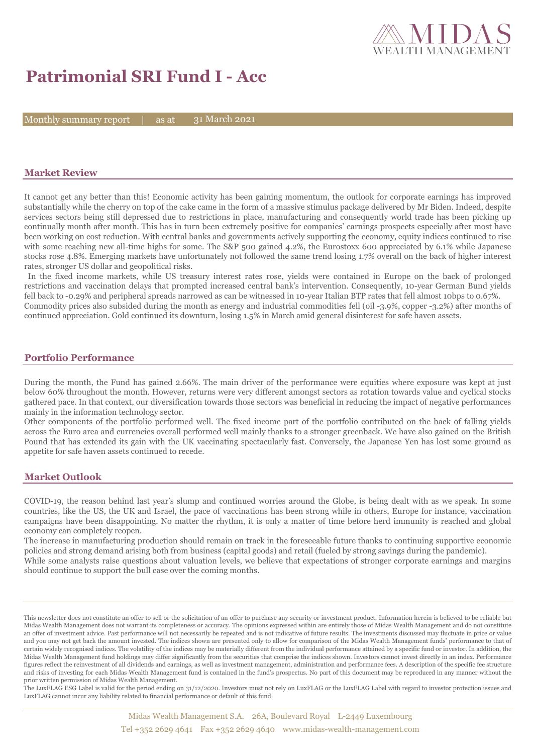# Patrimonial SRI Fund I - Acc

Monthly summary report | as at 31 March 2021

## Market Review

It cannot get any better than this! Economic activity has been gaining momentum, the outlook for corporate earnings has improved substantially while the cherry on top of the cake came in the form of a massive stimulus package delivered by Mr Biden. Indeed, despite services sectors being still depressed due to restrictions in place, manufacturing and consequently world trade has been picking up continually month after month. This has in turn been extremely positive for companies' earnings prospects especially after most have been working on cost reduction. With central banks and governments actively supporting the economy, equity indices continued to rise with some reaching new all-time highs for some. The S&P 500 gained 4.2%, the Eurostoxx 600 appreciated by 6.1% while Japanese stocks rose 4.8%. Emerging markets have unfortunately not followed the same trend losing 1.7% overall on the back of higher interest rates, stronger US dollar and geopolitical risks.

In the fixed income markets, while US treasury interest rates rose, yields were contained in Europe on the back of prolonged restrictions and vaccination delays that prompted increased central bank's intervention. Consequently, 10-year German Bund yields fell back to -0.29% and peripheral spreads narrowed as can be witnessed in 10-year Italian BTP rates that fell almost 10bps to 0.67%.

Commodity prices also subsided during the month as energy and industrial commodities fell (oil -3.9%, copper -3.2%) after months of continued appreciation. Gold continued its downturn, losing 1.5% in March amid general disinterest for safe haven assets.

## Portfolio Performance

During the month, the Fund has gained 2.66%. The main driver of the performance were equities where exposure was kept at just below 60% throughout the month. However, returns were very different amongst sectors as rotation towards value and cyclical stocks gathered pace. In that context, our diversification towards those sectors was beneficial in reducing the impact of negative performances mainly in the information technology sector.

Other components of the portfolio performed well. The fixed income part of the portfolio contributed on the back of falling yields across the Euro area and currencies overall performed well mainly thanks to a stronger greenback. We have also gained on the British Pound that has extended its gain with the UK vaccinating spectacularly fast. Conversely, the Japanese Yen has lost some ground as appetite for safe haven assets continued to recede.

## Market Outlook

COVID-19, the reason behind last year's slump and continued worries around the Globe, is being dealt with as we speak. In some countries, like the US, the UK and Israel, the pace of vaccinations has been strong while in others, Europe for instance, vaccination campaigns have been disappointing. No matter the rhythm, it is only a matter of time before herd immunity is reached and global economy can completely reopen.

The increase in manufacturing production should remain on track in the foreseeable future thanks to continuing supportive economic policies and strong demand arising both from business (capital goods) and retail (fueled by strong savings during the pandemic).

While some analysts raise questions about valuation levels, we believe that expectations of stronger corporate earnings and margins should continue to support the bull case over the coming months.

---

This newsletter does not constitute an offer to sell or the solicitation of an offer to purchase any security or investment product. Information herein is believed to be reliable but Midas Wealth Management does not warrant its completeness or accuracy. The opinions expressed within are entirely those of Midas Wealth Management and do not constitute an offer of investment advice. Past performance will not necessarily be repeated and is not indicative of future results. The investments discussed may fluctuate in price or value and you may not get back the amount invested. The indices shown are presented only to allow for comparison of the Midas Wealth Management funds' performance to that of certain widely recognised indices. The volatility of the indices may be materially different from the individual performance attained by a specific fund or investor. In addition, the Midas Wealth Management fund holdings may differ significantly from the securities that comprise the indices shown. Investors cannot invest directly in an index. Performance figures reflect the reinvestment of all dividends and earnings, as well as investment management, administration and performance fees. A description of the specific fee structure and risks of investing for each Midas Wealth Management fund is contained in the fund's prospectus. No part of this document may be reproduced in any manner without the prior written permission of Midas Wealth Management.

The LuxFLAG ESG Label is valid for the period ending on 31/12/2020. Investors must not rely on LuxFLAG or the LuxFLAG Label with regard to investor protection issues and LuxFLAG cannot incur any liability related to financial performance or default of this fund.

Midas Wealth Management S.A. 26A, Boulevard Royal L-2449 Luxembourg

Tel +352 2629 4641 Fax +352 2629 4640 www.midas-wealth-management.com